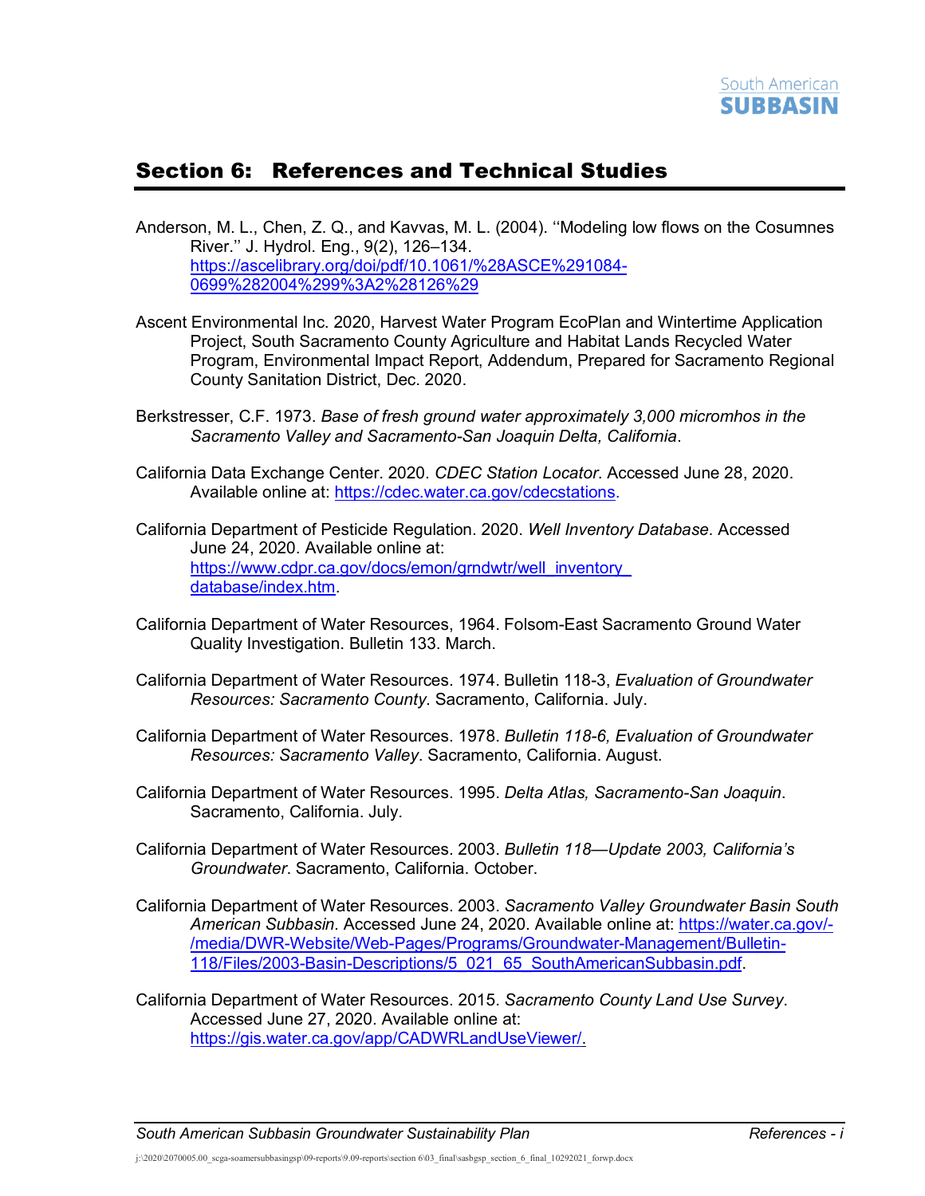# Section 6: References and Technical Studies

Anderson, M. L., Chen, Z. Q., and Kavvas, M. L. (2004). ''Modeling low flows on the Cosumnes River.'' J. Hydrol. Eng., 9(2), 126–134. https://ascelibrary.org/doi/pdf/10.1061/%28ASCE%291084-0699%282004%299%3A2%28126%29

Ascent Environmental Inc. 2020, Harvest Water Program EcoPlan and Wintertime Application Project, South Sacramento County Agriculture and Habitat Lands Recycled Water Program, Environmental Impact Report, Addendum, Prepared for Sacramento Regional County Sanitation District, Dec. 2020.

Berkstresser, C.F. 1973. *Base of fresh ground water approximately 3,000 micromhos in the Sacramento Valley and Sacramento-San Joaquin Delta, California*.

California Data Exchange Center. 2020. *CDEC Station Locator*. Accessed June 28, 2020. Available online at: https://cdec.water.ca.gov/cdecstations.

California Department of Pesticide Regulation. 2020. *Well Inventory Database*. Accessed June 24, 2020. Available online at: https://www.cdpr.ca.gov/docs/emon/grndwtr/well_inventory_database/index.htm.

California Department of Water Resources, 1964. Folsom-East Sacramento Ground Water Quality Investigation. Bulletin 133. March.

California Department of Water Resources. 1974. Bulletin 118-3, *Evaluation of Groundwater Resources: Sacramento County*. Sacramento, California. July.

California Department of Water Resources. 1978. *Bulletin 118-6, Evaluation of Groundwater Resources: Sacramento Valley*. Sacramento, California. August.

California Department of Water Resources. 1995. *Delta Atlas, Sacramento-San Joaquin*. Sacramento, California. July.

California Department of Water Resources. 2003. *Bulletin 118—Update 2003, California's Groundwater*. Sacramento, California. October.

California Department of Water Resources. 2003. *Sacramento Valley Groundwater Basin South American Subbasin.* Accessed June 24, 2020. Available online at: https://water.ca.gov/-/media/DWR-Website/Web-Pages/Programs/Groundwater-Management/Bulletin-118/Files/2003-Basin-Descriptions/5_021_65_SouthAmericanSubbasin.pdf.

California Department of Water Resources. 2015. *Sacramento County Land Use Survey*. Accessed June 27, 2020. Available online at: https://gis.water.ca.gov/app/CADWRLandUseViewer/.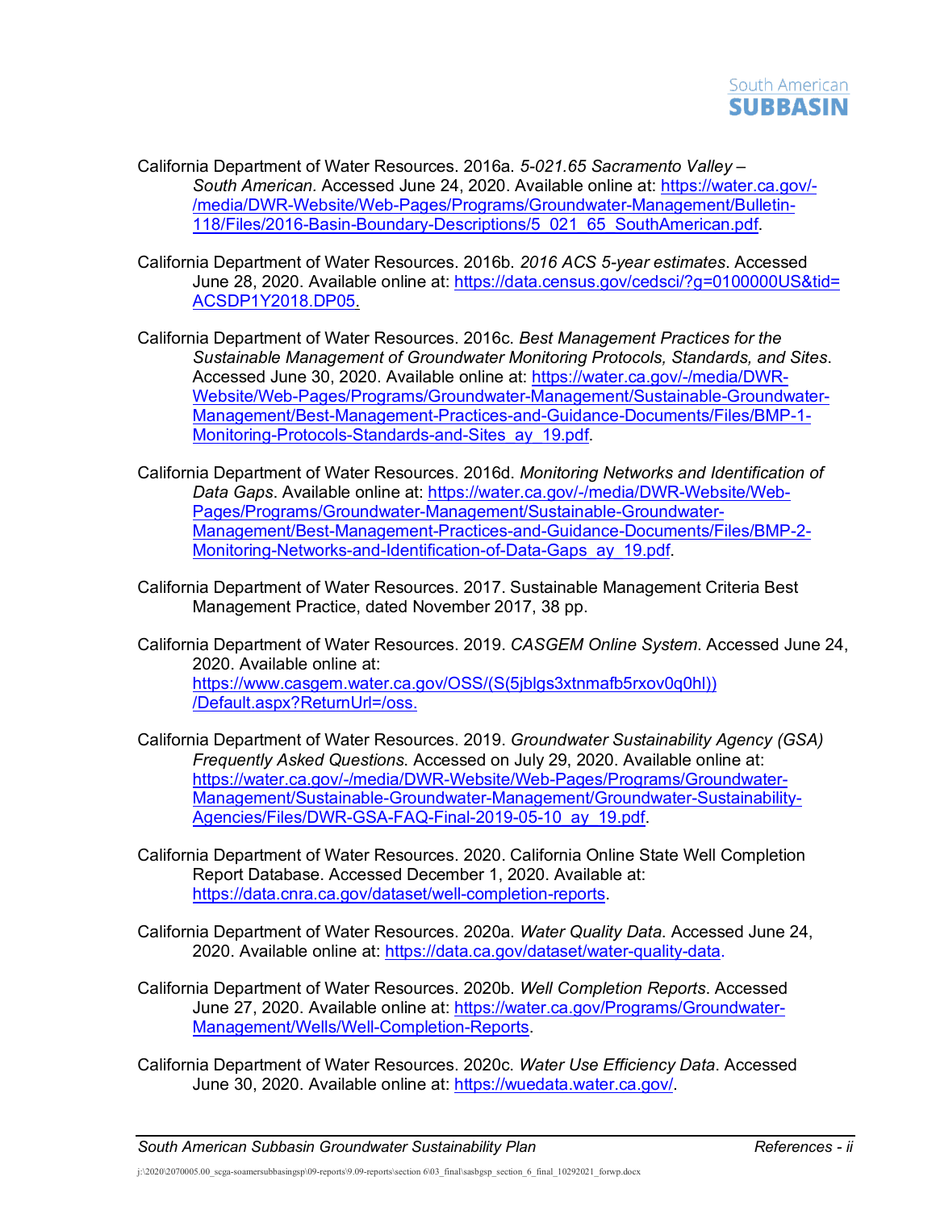California Department of Water Resources. 2016a. *5-021.65 Sacramento Valley – South American*. Accessed June 24, 2020. Available online at: https://water.ca.gov/-/media/DWR-Website/Web-Pages/Programs/Groundwater-Management/Bulletin-118/Files/2016-Basin-Boundary-Descriptions/5_021_65_SouthAmerican.pdf.

California Department of Water Resources. 2016b. *2016 ACS 5-year estimates*. Accessed June 28, 2020. Available online at: https://data.census.gov/cedsci/?g=0100000US&tid=ACSDP1Y2018.DP05.

California Department of Water Resources. 2016c. *Best Management Practices for the Sustainable Management of Groundwater Monitoring Protocols, Standards, and Sites*. Accessed June 30, 2020. Available online at: https://water.ca.gov/-/media/DWR-Website/Web-Pages/Programs/Groundwater-Management/Sustainable-Groundwater-Management/Best-Management-Practices-and-Guidance-Documents/Files/BMP-1-Monitoring-Protocols-Standards-and-Sites_ay_19.pdf.

California Department of Water Resources. 2016d. *Monitoring Networks and Identification of Data Gaps*. Available online at: https://water.ca.gov/-/media/DWR-Website/Web-Pages/Programs/Groundwater-Management/Sustainable-Groundwater-Management/Best-Management-Practices-and-Guidance-Documents/Files/BMP-2-Monitoring-Networks-and-Identification-of-Data-Gaps_ay_19.pdf.

California Department of Water Resources. 2017. Sustainable Management Criteria Best Management Practice, dated November 2017, 38 pp.

California Department of Water Resources. 2019. *CASGEM Online System*. Accessed June 24, 2020. Available online at: https://www.casgem.water.ca.gov/OSS/(S(5jblgs3xtnmafb5rxov0q0hl))/Default.aspx?ReturnUrl=/oss.

California Department of Water Resources. 2019. *Groundwater Sustainability Agency (GSA) Frequently Asked Questions.* Accessed on July 29, 2020. Available online at: https://water.ca.gov/-/media/DWR-Website/Web-Pages/Programs/Groundwater-Management/Sustainable-Groundwater-Management/Groundwater-Sustainability-Agencies/Files/DWR-GSA-FAQ-Final-2019-05-10_ay_19.pdf.

California Department of Water Resources. 2020. California Online State Well Completion Report Database. Accessed December 1, 2020. Available at: https://data.cnra.ca.gov/dataset/well-completion-reports.

California Department of Water Resources. 2020a. *Water Quality Data*. Accessed June 24, 2020. Available online at: https://data.ca.gov/dataset/water-quality-data.

California Department of Water Resources. 2020b. *Well Completion Reports*. Accessed June 27, 2020. Available online at: https://water.ca.gov/Programs/Groundwater-Management/Wells/Well-Completion-Reports.

California Department of Water Resources. 2020c. *Water Use Efficiency Data*. Accessed June 30, 2020. Available online at: https://wuedata.water.ca.gov/.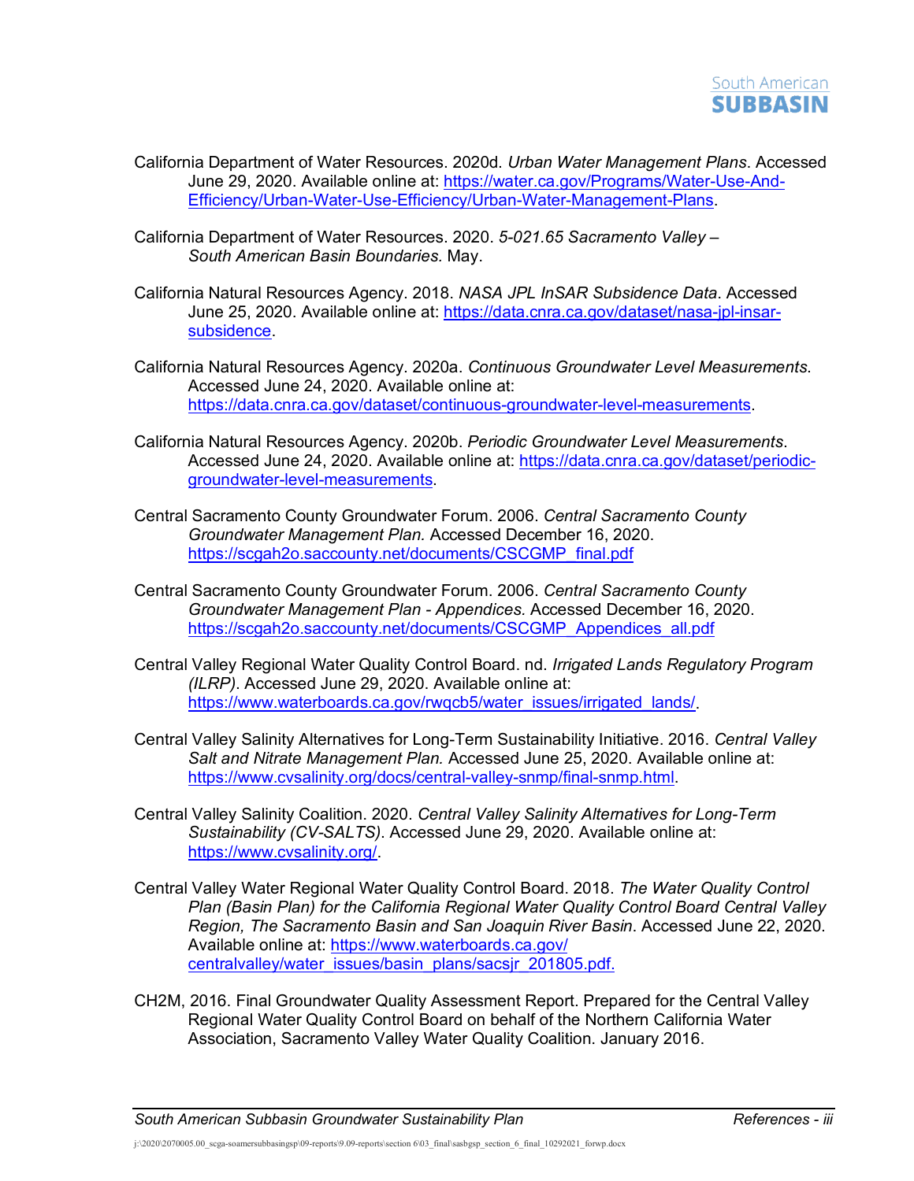California Department of Water Resources. 2020d. *Urban Water Management Plans*. Accessed June 29, 2020. Available online at: https://water.ca.gov/Programs/Water-Use-And-Efficiency/Urban-Water-Use-Efficiency/Urban-Water-Management-Plans.

California Department of Water Resources. 2020. *5-021.65 Sacramento Valley – South American Basin Boundaries.* May.

California Natural Resources Agency. 2018. *NASA JPL InSAR Subsidence Data*. Accessed June 25, 2020. Available online at: https://data.cnra.ca.gov/dataset/nasa-jpl-insar-subsidence.

California Natural Resources Agency. 2020a. *Continuous Groundwater Level Measurements*. Accessed June 24, 2020. Available online at: https://data.cnra.ca.gov/dataset/continuous-groundwater-level-measurements.

California Natural Resources Agency. 2020b. *Periodic Groundwater Level Measurements*. Accessed June 24, 2020. Available online at: https://data.cnra.ca.gov/dataset/periodic-groundwater-level-measurements.

Central Sacramento County Groundwater Forum. 2006. *Central Sacramento County Groundwater Management Plan.* Accessed December 16, 2020. https://scgah2o.saccounty.net/documents/CSCGMP_final.pdf

Central Sacramento County Groundwater Forum. 2006. *Central Sacramento County Groundwater Management Plan - Appendices.* Accessed December 16, 2020. https://scgah2o.saccounty.net/documents/CSCGMP_Appendices_all.pdf

Central Valley Regional Water Quality Control Board. nd. *Irrigated Lands Regulatory Program (ILRP)*. Accessed June 29, 2020. Available online at: https://www.waterboards.ca.gov/rwqcb5/water_issues/irrigated_lands/.

Central Valley Salinity Alternatives for Long-Term Sustainability Initiative. 2016. *Central Valley Salt and Nitrate Management Plan.* Accessed June 25, 2020. Available online at: https://www.cvsalinity.org/docs/central-valley-snmp/final-snmp.html.

Central Valley Salinity Coalition. 2020. *Central Valley Salinity Alternatives for Long-Term Sustainability (CV-SALTS)*. Accessed June 29, 2020. Available online at: https://www.cvsalinity.org/.

Central Valley Water Regional Water Quality Control Board. 2018. *The Water Quality Control Plan (Basin Plan) for the California Regional Water Quality Control Board Central Valley Region, The Sacramento Basin and San Joaquin River Basin*. Accessed June 22, 2020. Available online at: https://www.waterboards.ca.gov/centralvalley/water_issues/basin_plans/sacsjr_201805.pdf.

CH2M, 2016. Final Groundwater Quality Assessment Report. Prepared for the Central Valley Regional Water Quality Control Board on behalf of the Northern California Water Association, Sacramento Valley Water Quality Coalition. January 2016.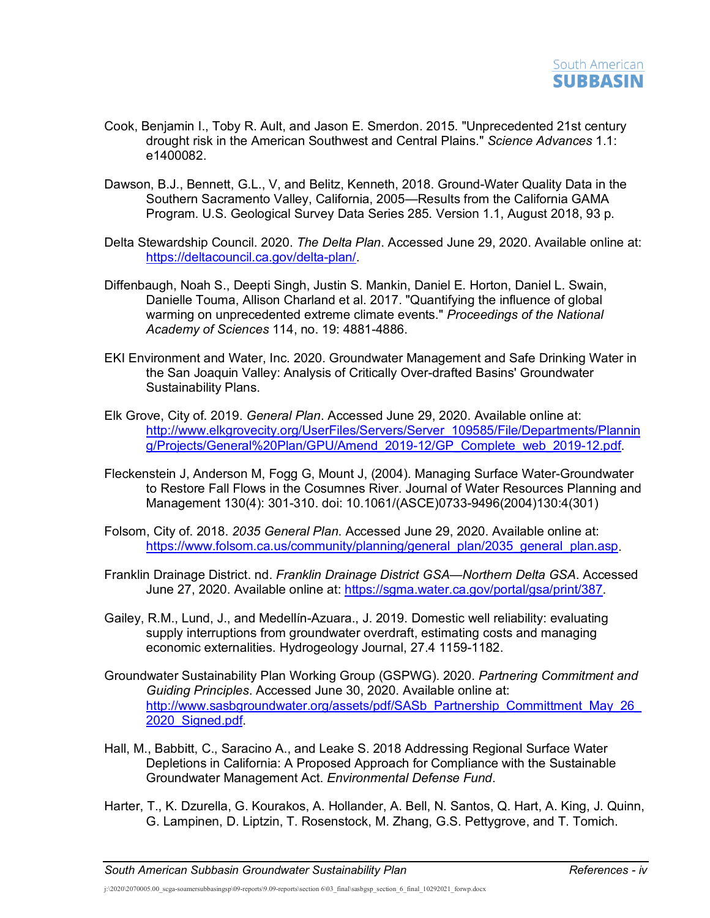Cook, Benjamin I., Toby R. Ault, and Jason E. Smerdon. 2015. "Unprecedented 21st century drought risk in the American Southwest and Central Plains." *Science Advances* 1.1: e1400082.

Dawson, B.J., Bennett, G.L., V, and Belitz, Kenneth, 2018. Ground-Water Quality Data in the Southern Sacramento Valley, California, 2005—Results from the California GAMA Program. U.S. Geological Survey Data Series 285. Version 1.1, August 2018, 93 p.

Delta Stewardship Council. 2020. *The Delta Plan*. Accessed June 29, 2020. Available online at: https://deltacouncil.ca.gov/delta-plan/.

Diffenbaugh, Noah S., Deepti Singh, Justin S. Mankin, Daniel E. Horton, Daniel L. Swain, Danielle Touma, Allison Charland et al. 2017. "Quantifying the influence of global warming on unprecedented extreme climate events." *Proceedings of the National Academy of Sciences* 114, no. 19: 4881-4886.

EKI Environment and Water, Inc. 2020. Groundwater Management and Safe Drinking Water in the San Joaquin Valley: Analysis of Critically Over-drafted Basins' Groundwater Sustainability Plans.

Elk Grove, City of. 2019. *General Plan*. Accessed June 29, 2020. Available online at: http://www.elkgrovecity.org/UserFiles/Servers/Server_109585/File/Departments/Planning/Projects/General%20Plan/GPU/Amend_2019-12/GP_Complete_web_2019-12.pdf.

Fleckenstein J, Anderson M, Fogg G, Mount J, (2004). Managing Surface Water-Groundwater to Restore Fall Flows in the Cosumnes River. Journal of Water Resources Planning and Management 130(4): 301-310. doi: 10.1061/(ASCE)0733-9496(2004)130:4(301)

Folsom, City of. 2018. *2035 General Plan*. Accessed June 29, 2020. Available online at: https://www.folsom.ca.us/community/planning/general_plan/2035_general_plan.asp.

Franklin Drainage District. nd. *Franklin Drainage District GSA—Northern Delta GSA*. Accessed June 27, 2020. Available online at: https://sgma.water.ca.gov/portal/gsa/print/387.

Gailey, R.M., Lund, J., and Medellín-Azuara., J. 2019. Domestic well reliability: evaluating supply interruptions from groundwater overdraft, estimating costs and managing economic externalities. Hydrogeology Journal, 27.4 1159-1182.

Groundwater Sustainability Plan Working Group (GSPWG). 2020. *Partnering Commitment and Guiding Principles*. Accessed June 30, 2020. Available online at: http://www.sasbgroundwater.org/assets/pdf/SASb_Partnership_Committment_May_26_2020_Signed.pdf.

Hall, M., Babbitt, C., Saracino A., and Leake S. 2018 Addressing Regional Surface Water Depletions in California: A Proposed Approach for Compliance with the Sustainable Groundwater Management Act. *Environmental Defense Fund*.

Harter, T., K. Dzurella, G. Kourakos, A. Hollander, A. Bell, N. Santos, Q. Hart, A. King, J. Quinn, G. Lampinen, D. Liptzin, T. Rosenstock, M. Zhang, G.S. Pettygrove, and T. Tomich.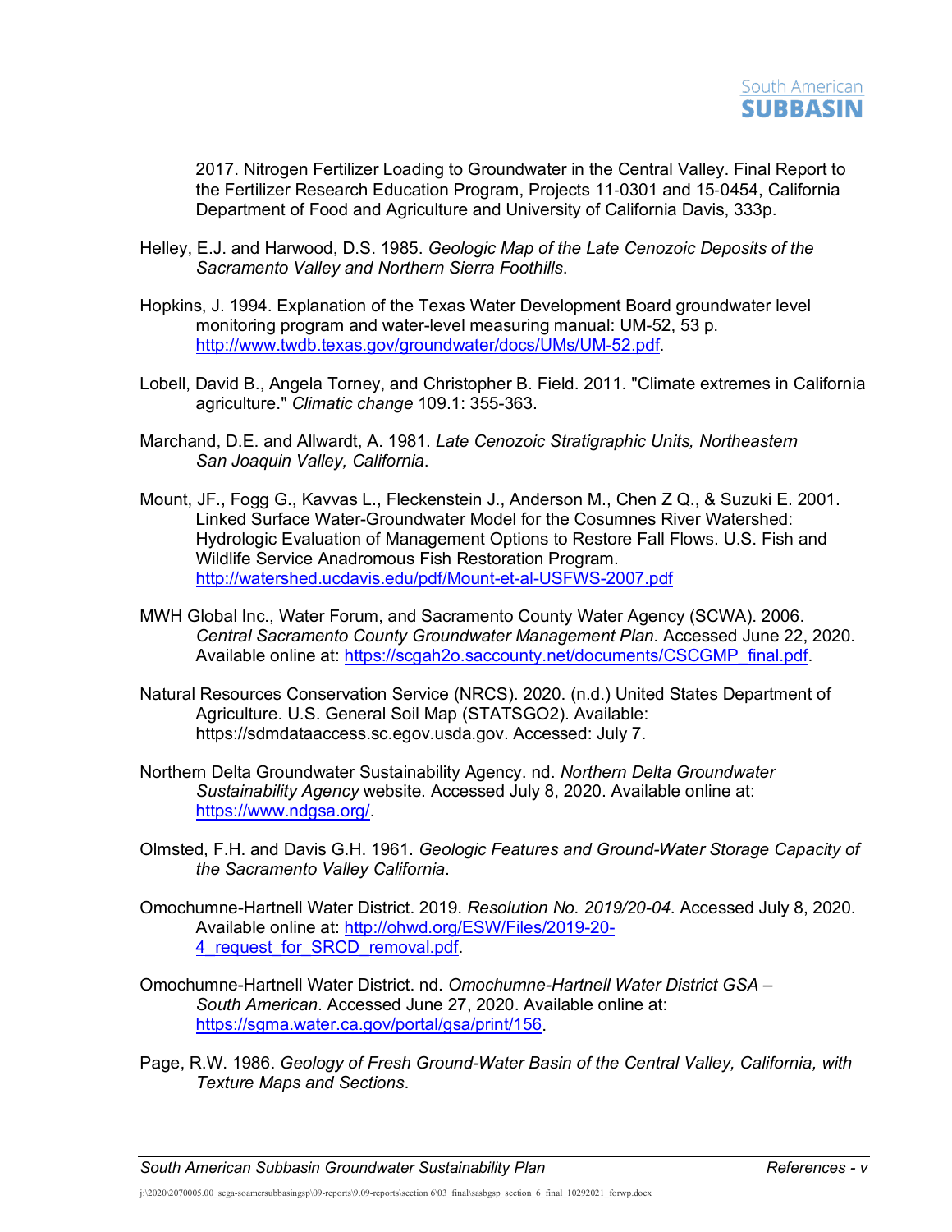2017. Nitrogen Fertilizer Loading to Groundwater in the Central Valley. Final Report to the Fertilizer Research Education Program, Projects 11-0301 and 15-0454, California Department of Food and Agriculture and University of California Davis, 333p.

Helley, E.J. and Harwood, D.S. 1985. *Geologic Map of the Late Cenozoic Deposits of the Sacramento Valley and Northern Sierra Foothills*.

Hopkins, J. 1994. Explanation of the Texas Water Development Board groundwater level monitoring program and water-level measuring manual: UM-52, 53 p. http://www.twdb.texas.gov/groundwater/docs/UMs/UM-52.pdf.

Lobell, David B., Angela Torney, and Christopher B. Field. 2011. "Climate extremes in California agriculture." *Climatic change* 109.1: 355-363.

Marchand, D.E. and Allwardt, A. 1981. *Late Cenozoic Stratigraphic Units, Northeastern San Joaquin Valley, California*.

Mount, JF., Fogg G., Kavvas L., Fleckenstein J., Anderson M., Chen Z Q., & Suzuki E. 2001. Linked Surface Water-Groundwater Model for the Cosumnes River Watershed: Hydrologic Evaluation of Management Options to Restore Fall Flows. U.S. Fish and Wildlife Service Anadromous Fish Restoration Program. http://watershed.ucdavis.edu/pdf/Mount-et-al-USFWS-2007.pdf

MWH Global Inc., Water Forum, and Sacramento County Water Agency (SCWA). 2006. *Central Sacramento County Groundwater Management Plan.* Accessed June 22, 2020. Available online at: https://scgah2o.saccounty.net/documents/CSCGMP_final.pdf.

Natural Resources Conservation Service (NRCS). 2020. (n.d.) United States Department of Agriculture. U.S. General Soil Map (STATSGO2). Available: https://sdmdataaccess.sc.egov.usda.gov. Accessed: July 7.

Northern Delta Groundwater Sustainability Agency. nd. *Northern Delta Groundwater Sustainability Agency* website. Accessed July 8, 2020. Available online at: https://www.ndgsa.org/.

Olmsted, F.H. and Davis G.H. 1961. *Geologic Features and Ground-Water Storage Capacity of the Sacramento Valley California*.

Omochumne-Hartnell Water District. 2019. *Resolution No. 2019/20-04*. Accessed July 8, 2020. Available online at: http://ohwd.org/ESW/Files/2019-20-4_request_for_SRCD_removal.pdf.

Omochumne-Hartnell Water District. nd. *Omochumne-Hartnell Water District GSA – South American*. Accessed June 27, 2020. Available online at: https://sgma.water.ca.gov/portal/gsa/print/156.

Page, R.W. 1986. *Geology of Fresh Ground-Water Basin of the Central Valley, California, with Texture Maps and Sections*.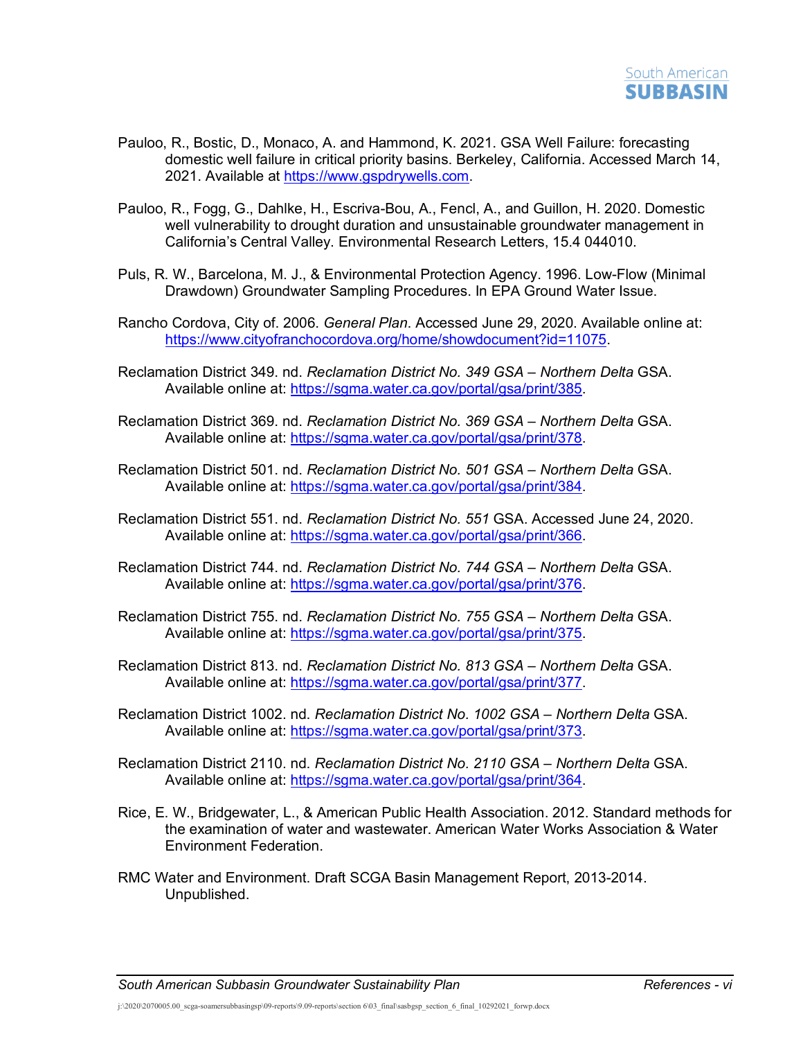Pauloo, R., Bostic, D., Monaco, A. and Hammond, K. 2021. GSA Well Failure: forecasting domestic well failure in critical priority basins. Berkeley, California. Accessed March 14, 2021. Available at https://www.gspdrywells.com.

Pauloo, R., Fogg, G., Dahlke, H., Escriva-Bou, A., Fencl, A., and Guillon, H. 2020. Domestic well vulnerability to drought duration and unsustainable groundwater management in California's Central Valley. Environmental Research Letters, 15.4 044010.

Puls, R. W., Barcelona, M. J., & Environmental Protection Agency. 1996. Low-Flow (Minimal Drawdown) Groundwater Sampling Procedures. In EPA Ground Water Issue.

Rancho Cordova, City of. 2006. *General Plan*. Accessed June 29, 2020. Available online at: https://www.cityofranchocordova.org/home/showdocument?id=11075.

Reclamation District 349. nd. *Reclamation District No. 349 GSA – Northern Delta* GSA. Available online at: https://sgma.water.ca.gov/portal/gsa/print/385.

Reclamation District 369. nd. *Reclamation District No. 369 GSA – Northern Delta* GSA. Available online at: https://sgma.water.ca.gov/portal/gsa/print/378.

Reclamation District 501. nd. *Reclamation District No. 501 GSA – Northern Delta* GSA. Available online at: https://sgma.water.ca.gov/portal/gsa/print/384.

Reclamation District 551. nd. *Reclamation District No. 551* GSA. Accessed June 24, 2020. Available online at: https://sgma.water.ca.gov/portal/gsa/print/366.

Reclamation District 744. nd. *Reclamation District No. 744 GSA – Northern Delta* GSA. Available online at: https://sgma.water.ca.gov/portal/gsa/print/376.

Reclamation District 755. nd. *Reclamation District No. 755 GSA – Northern Delta* GSA. Available online at: https://sgma.water.ca.gov/portal/gsa/print/375.

Reclamation District 813. nd. *Reclamation District No. 813 GSA – Northern Delta* GSA. Available online at: https://sgma.water.ca.gov/portal/gsa/print/377.

Reclamation District 1002. nd. *Reclamation District No. 1002 GSA – Northern Delta* GSA. Available online at: https://sgma.water.ca.gov/portal/gsa/print/373.

Reclamation District 2110. nd. *Reclamation District No. 2110 GSA – Northern Delta* GSA. Available online at: https://sgma.water.ca.gov/portal/gsa/print/364.

Rice, E. W., Bridgewater, L., & American Public Health Association. 2012. Standard methods for the examination of water and wastewater. American Water Works Association & Water Environment Federation.

RMC Water and Environment. Draft SCGA Basin Management Report, 2013-2014. Unpublished.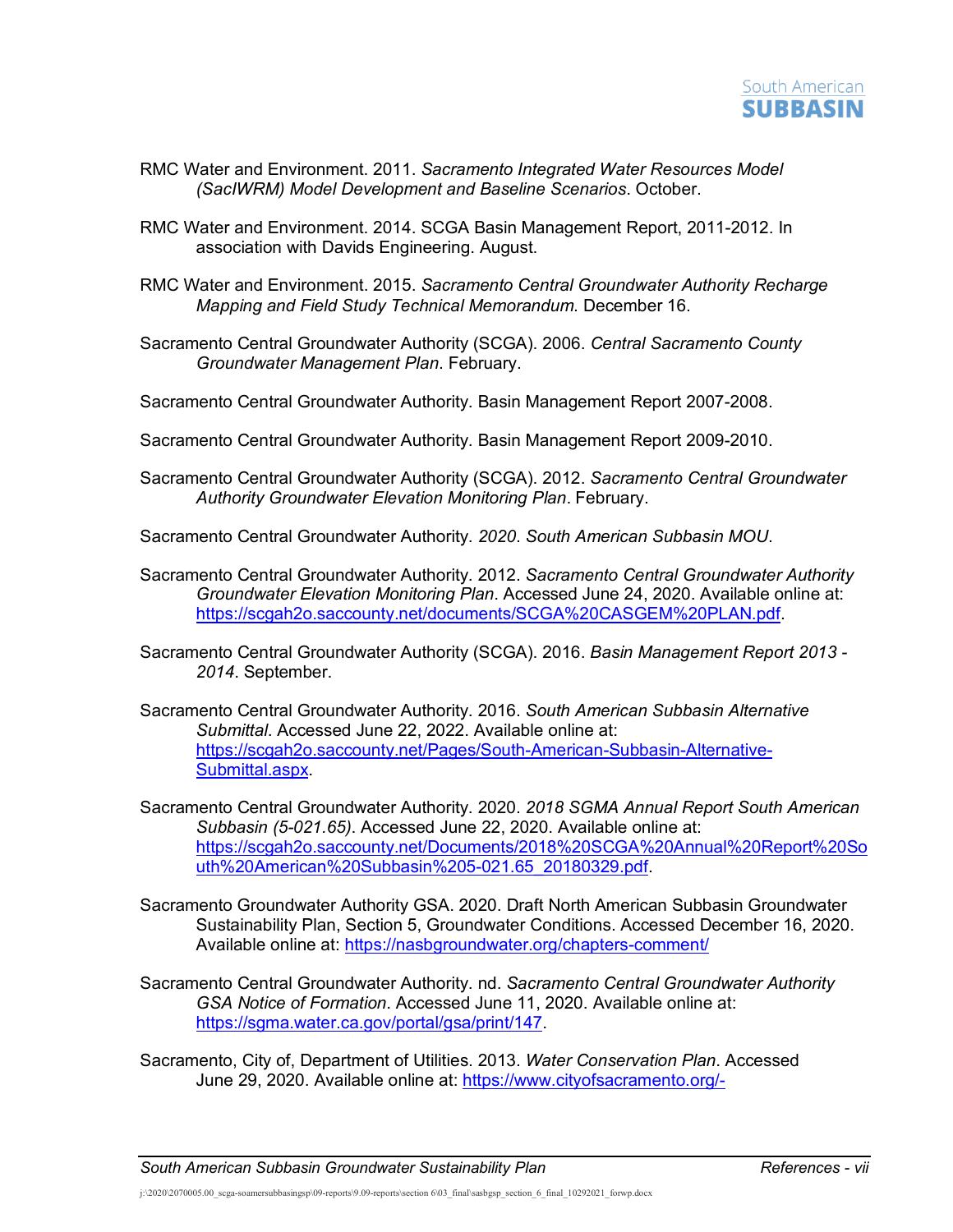RMC Water and Environment. 2011. *Sacramento Integrated Water Resources Model (SacIWRM) Model Development and Baseline Scenarios*. October.

RMC Water and Environment. 2014. SCGA Basin Management Report, 2011-2012. In association with Davids Engineering. August.

RMC Water and Environment. 2015. *Sacramento Central Groundwater Authority Recharge Mapping and Field Study Technical Memorandum*. December 16.

Sacramento Central Groundwater Authority (SCGA). 2006. *Central Sacramento County Groundwater Management Plan*. February.

Sacramento Central Groundwater Authority. Basin Management Report 2007-2008.

Sacramento Central Groundwater Authority. Basin Management Report 2009-2010.

Sacramento Central Groundwater Authority (SCGA). 2012. *Sacramento Central Groundwater Authority Groundwater Elevation Monitoring Plan*. February.

Sacramento Central Groundwater Authority. *2020. South American Subbasin MOU*.

Sacramento Central Groundwater Authority. 2012. *Sacramento Central Groundwater Authority Groundwater Elevation Monitoring Plan*. Accessed June 24, 2020. Available online at: https://scgah2o.saccounty.net/documents/SCGA%20CASGEM%20PLAN.pdf.

Sacramento Central Groundwater Authority (SCGA). 2016. *Basin Management Report 2013 - 2014*. September.

Sacramento Central Groundwater Authority. 2016. *South American Subbasin Alternative Submittal*. Accessed June 22, 2022. Available online at: https://scgah2o.saccounty.net/Pages/South-American-Subbasin-Alternative-Submittal.aspx.

Sacramento Central Groundwater Authority. 2020. *2018 SGMA Annual Report South American Subbasin (5-021.65)*. Accessed June 22, 2020. Available online at: https://scgah2o.saccounty.net/Documents/2018%20SCGA%20Annual%20Report%20South%20American%20Subbasin%205-021.65_20180329.pdf.

Sacramento Groundwater Authority GSA. 2020. Draft North American Subbasin Groundwater Sustainability Plan, Section 5, Groundwater Conditions. Accessed December 16, 2020. Available online at: https://nasbgroundwater.org/chapters-comment/

Sacramento Central Groundwater Authority. nd. *Sacramento Central Groundwater Authority GSA Notice of Formation*. Accessed June 11, 2020. Available online at: https://sgma.water.ca.gov/portal/gsa/print/147.

Sacramento, City of, Department of Utilities. 2013. *Water Conservation Plan*. Accessed June 29, 2020. Available online at: https://www.cityofsacramento.org/-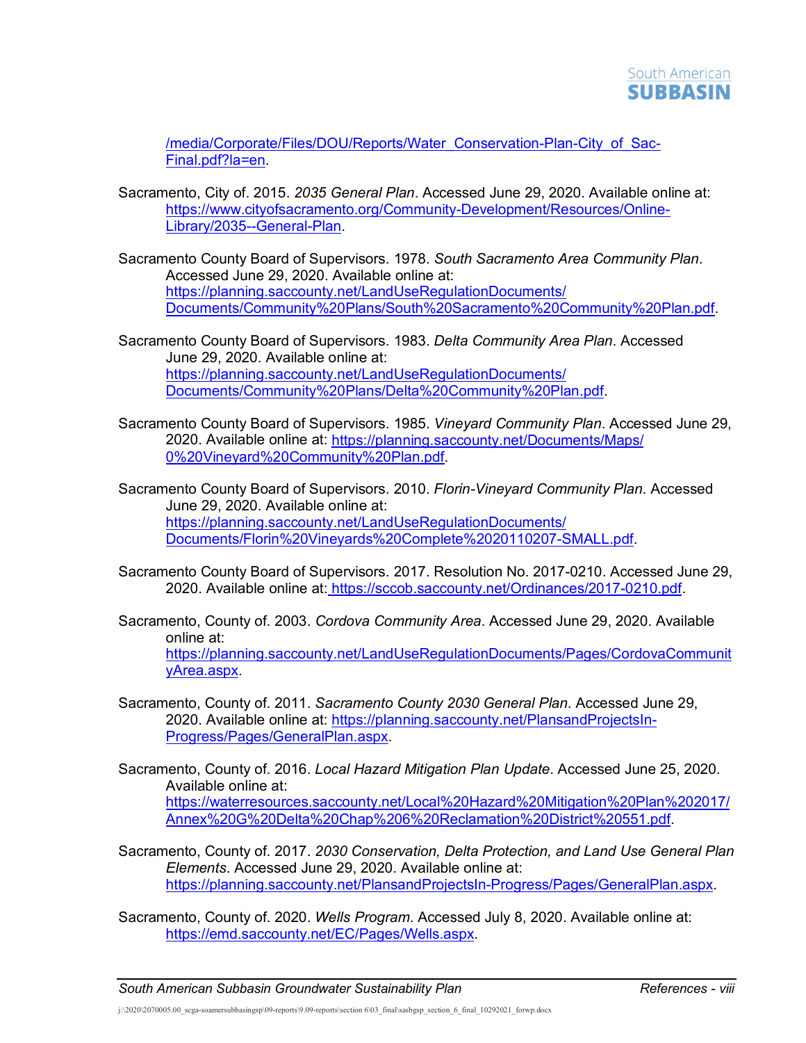/media/Corporate/Files/DOU/Reports/Water_Conservation-Plan-City_of_Sac-Final.pdf?la=en.

Sacramento, City of. 2015. *2035 General Plan*. Accessed June 29, 2020. Available online at: https://www.cityofsacramento.org/Community-Development/Resources/Online-Library/2035--General-Plan.

Sacramento County Board of Supervisors. 1978. *South Sacramento Area Community Plan*. Accessed June 29, 2020. Available online at: https://planning.saccounty.net/LandUseRegulationDocuments/Documents/Community%20Plans/South%20Sacramento%20Community%20Plan.pdf.

Sacramento County Board of Supervisors. 1983. *Delta Community Area Plan*. Accessed June 29, 2020. Available online at: https://planning.saccounty.net/LandUseRegulationDocuments/Documents/Community%20Plans/Delta%20Community%20Plan.pdf.

Sacramento County Board of Supervisors. 1985. *Vineyard Community Plan*. Accessed June 29, 2020. Available online at: https://planning.saccounty.net/Documents/Maps/0%20Vineyard%20Community%20Plan.pdf.

Sacramento County Board of Supervisors. 2010. *Florin-Vineyard Community Plan*. Accessed June 29, 2020. Available online at: https://planning.saccounty.net/LandUseRegulationDocuments/Documents/Florin%20Vineyards%20Complete%2020110207-SMALL.pdf.

Sacramento County Board of Supervisors. 2017. Resolution No. 2017-0210. Accessed June 29, 2020. Available online at: https://sccob.saccounty.net/Ordinances/2017-0210.pdf.

Sacramento, County of. 2003. *Cordova Community Area*. Accessed June 29, 2020. Available online at: https://planning.saccounty.net/LandUseRegulationDocuments/Pages/CordovaCommunityArea.aspx.

Sacramento, County of. 2011. *Sacramento County 2030 General Plan*. Accessed June 29, 2020. Available online at: https://planning.saccounty.net/PlansandProjectsIn-Progress/Pages/GeneralPlan.aspx.

Sacramento, County of. 2016. *Local Hazard Mitigation Plan Update*. Accessed June 25, 2020. Available online at: https://waterresources.saccounty.net/Local%20Hazard%20Mitigation%20Plan%202017/Annex%20G%20Delta%20Chap%206%20Reclamation%20District%20551.pdf.

Sacramento, County of. 2017. *2030 Conservation, Delta Protection, and Land Use General Plan Elements*. Accessed June 29, 2020. Available online at: https://planning.saccounty.net/PlansandProjectsIn-Progress/Pages/GeneralPlan.aspx.

Sacramento, County of. 2020. *Wells Program*. Accessed July 8, 2020. Available online at: https://emd.saccounty.net/EC/Pages/Wells.aspx.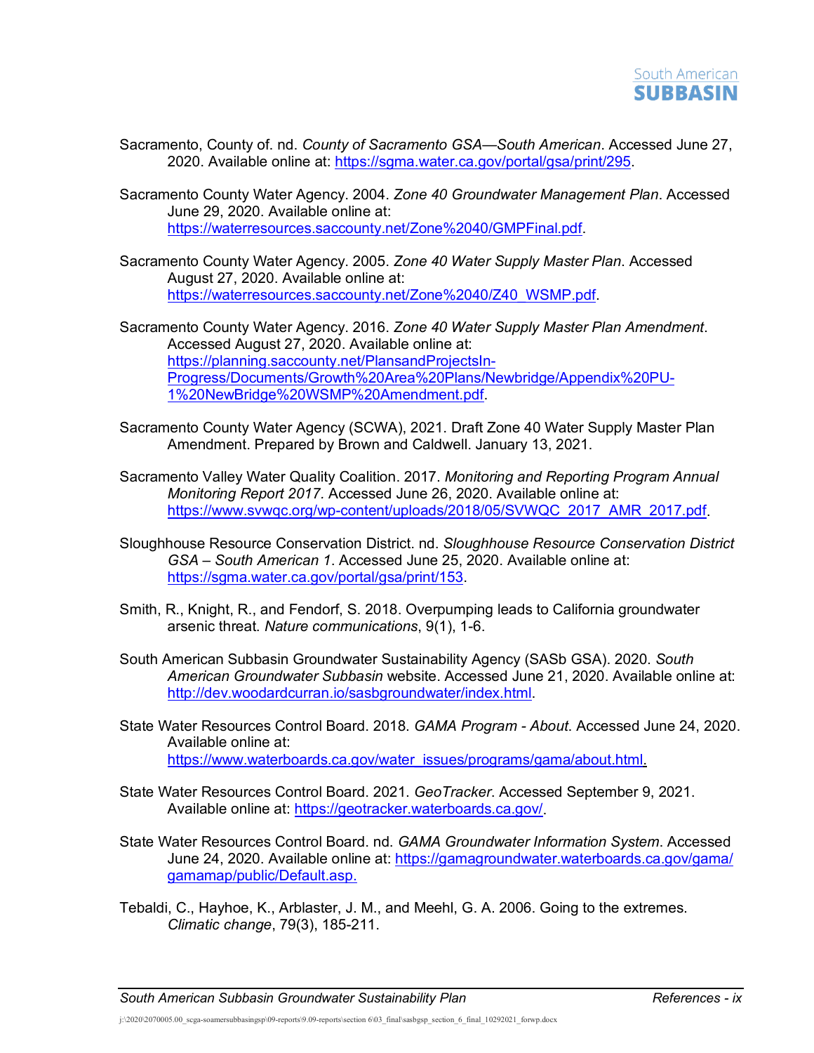Sacramento, County of. nd. *County of Sacramento GSA—South American*. Accessed June 27, 2020. Available online at: https://sgma.water.ca.gov/portal/gsa/print/295.

Sacramento County Water Agency. 2004. *Zone 40 Groundwater Management Plan*. Accessed June 29, 2020. Available online at: https://waterresources.saccounty.net/Zone%2040/GMPFinal.pdf.

Sacramento County Water Agency. 2005. *Zone 40 Water Supply Master Plan*. Accessed August 27, 2020. Available online at: https://waterresources.saccounty.net/Zone%2040/Z40_WSMP.pdf.

Sacramento County Water Agency. 2016. *Zone 40 Water Supply Master Plan Amendment*. Accessed August 27, 2020. Available online at: https://planning.saccounty.net/PlansandProjectsIn-Progress/Documents/Growth%20Area%20Plans/Newbridge/Appendix%20PU-1%20NewBridge%20WSMP%20Amendment.pdf.

Sacramento County Water Agency (SCWA), 2021. Draft Zone 40 Water Supply Master Plan Amendment. Prepared by Brown and Caldwell. January 13, 2021.

Sacramento Valley Water Quality Coalition. 2017. *Monitoring and Reporting Program Annual Monitoring Report 2017.* Accessed June 26, 2020. Available online at: https://www.svwqc.org/wp-content/uploads/2018/05/SVWQC_2017_AMR_2017.pdf.

Sloughhouse Resource Conservation District. nd. *Sloughhouse Resource Conservation District GSA – South American 1*. Accessed June 25, 2020. Available online at: https://sgma.water.ca.gov/portal/gsa/print/153.

Smith, R., Knight, R., and Fendorf, S. 2018. Overpumping leads to California groundwater arsenic threat. *Nature communications*, 9(1), 1-6.

South American Subbasin Groundwater Sustainability Agency (SASb GSA). 2020. *South American Groundwater Subbasin* website. Accessed June 21, 2020. Available online at: http://dev.woodardcurran.io/sasbgroundwater/index.html.

State Water Resources Control Board. 2018. *GAMA Program - About.* Accessed June 24, 2020. Available online at: https://www.waterboards.ca.gov/water_issues/programs/gama/about.html.

State Water Resources Control Board. 2021. *GeoTracker*. Accessed September 9, 2021. Available online at: https://geotracker.waterboards.ca.gov/.

State Water Resources Control Board. nd. *GAMA Groundwater Information System*. Accessed June 24, 2020. Available online at: https://gamagroundwater.waterboards.ca.gov/gama/gamamap/public/Default.asp.

Tebaldi, C., Hayhoe, K., Arblaster, J. M., and Meehl, G. A. 2006. Going to the extremes. *Climatic change*, 79(3), 185-211.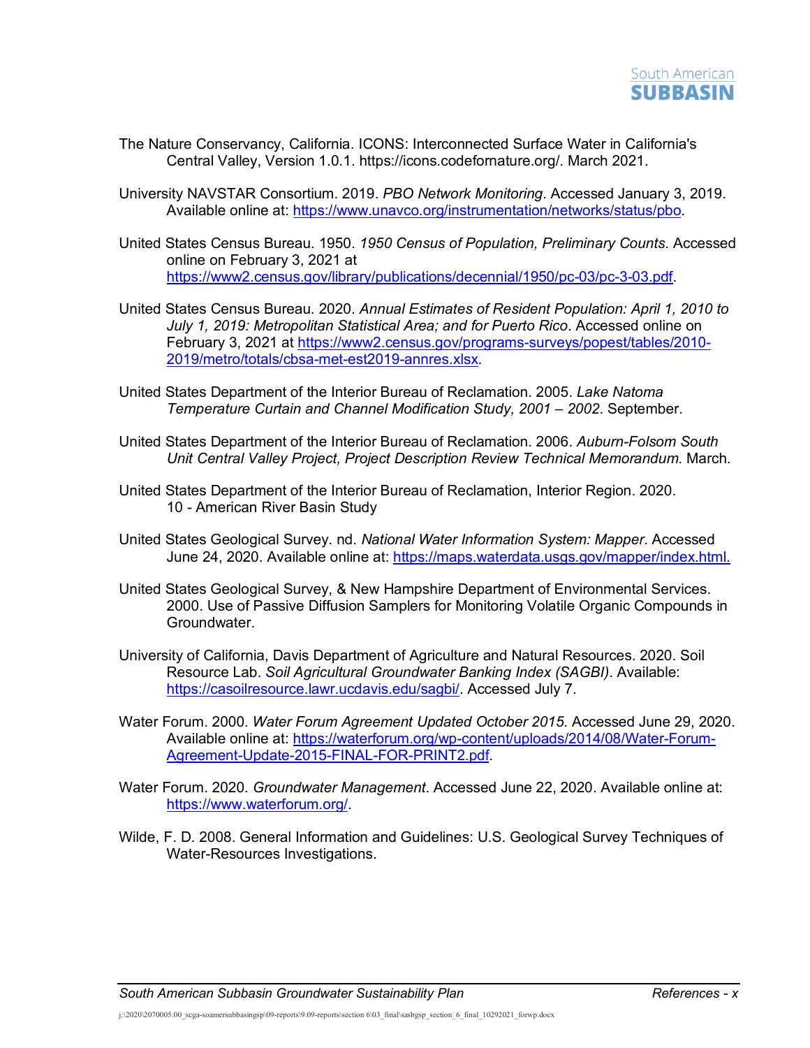The Nature Conservancy, California. ICONS: Interconnected Surface Water in California's Central Valley, Version 1.0.1. https://icons.codefornature.org/. March 2021.

University NAVSTAR Consortium. 2019. *PBO Network Monitoring*. Accessed January 3, 2019. Available online at: https://www.unavco.org/instrumentation/networks/status/pbo.

United States Census Bureau. 1950. *1950 Census of Population, Preliminary Counts*. Accessed online on February 3, 2021 at https://www2.census.gov/library/publications/decennial/1950/pc-03/pc-3-03.pdf.

United States Census Bureau. 2020. *Annual Estimates of Resident Population: April 1, 2010 to July 1, 2019: Metropolitan Statistical Area; and for Puerto Rico*. Accessed online on February 3, 2021 at https://www2.census.gov/programs-surveys/popest/tables/2010-2019/metro/totals/cbsa-met-est2019-annres.xlsx.

United States Department of the Interior Bureau of Reclamation. 2005. *Lake Natoma Temperature Curtain and Channel Modification Study, 2001 – 2002*. September.

United States Department of the Interior Bureau of Reclamation. 2006. *Auburn-Folsom South Unit Central Valley Project, Project Description Review Technical Memorandum.* March.

United States Department of the Interior Bureau of Reclamation, Interior Region. 2020. 10 - American River Basin Study

United States Geological Survey. nd. *National Water Information System: Mapper*. Accessed June 24, 2020. Available online at: https://maps.waterdata.usgs.gov/mapper/index.html.

United States Geological Survey, & New Hampshire Department of Environmental Services. 2000. Use of Passive Diffusion Samplers for Monitoring Volatile Organic Compounds in Groundwater.

University of California, Davis Department of Agriculture and Natural Resources. 2020. Soil Resource Lab. *Soil Agricultural Groundwater Banking Index (SAGBI)*. Available: https://casoilresource.lawr.ucdavis.edu/sagbi/. Accessed July 7.

Water Forum. 2000. *Water Forum Agreement Updated October 2015*. Accessed June 29, 2020. Available online at: https://waterforum.org/wp-content/uploads/2014/08/Water-Forum-Agreement-Update-2015-FINAL-FOR-PRINT2.pdf.

Water Forum. 2020. *Groundwater Management*. Accessed June 22, 2020. Available online at: https://www.waterforum.org/.

Wilde, F. D. 2008. General Information and Guidelines: U.S. Geological Survey Techniques of Water-Resources Investigations.